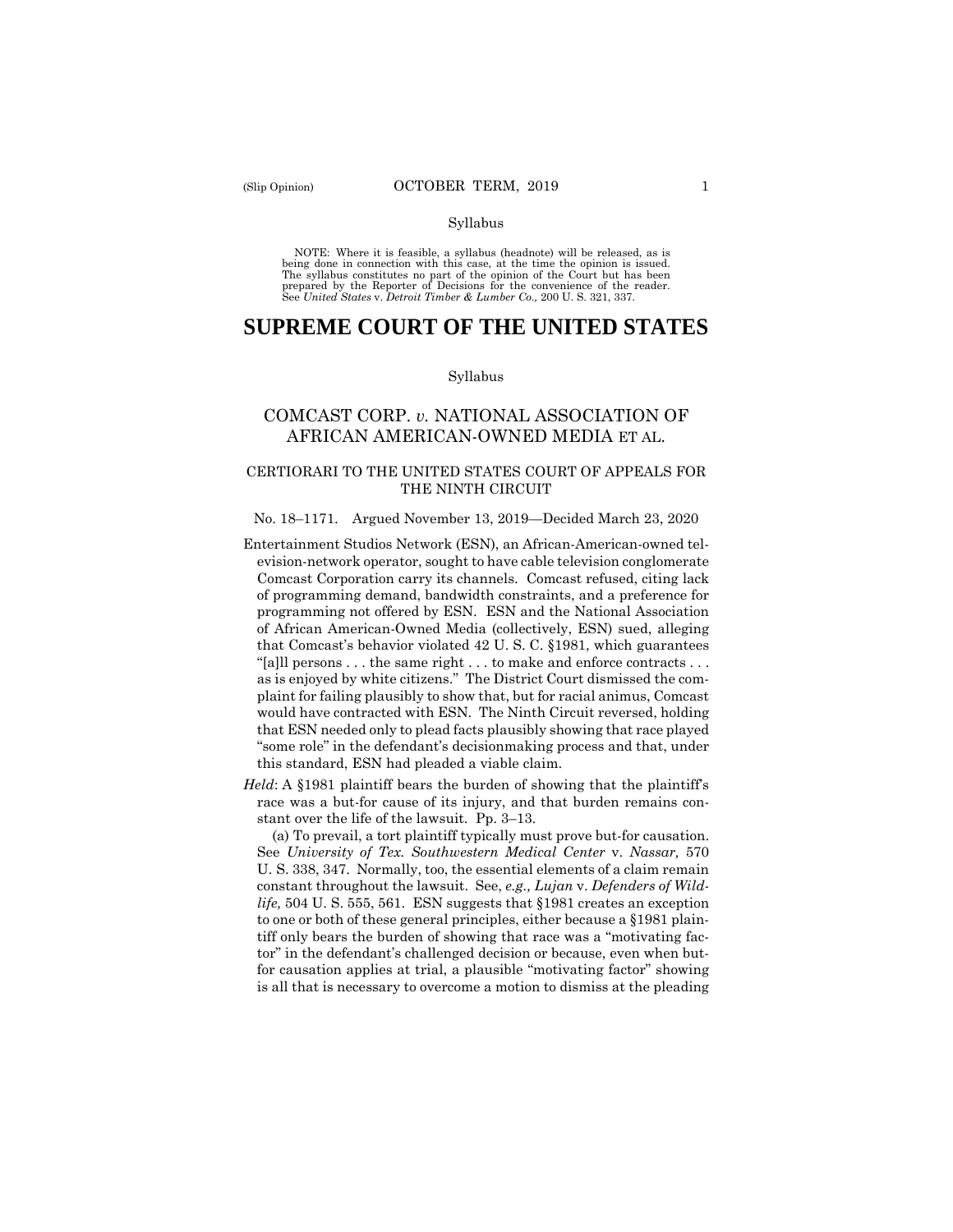(Slip Opinion) OCTOBER TERM, 2019

Syllabus

NOTE: Where it is feasible, a syllabus (headnote) will be released, as is being done in connection with this case, at the time the opinion is issued. The syllabus constitutes no part of the opinion of the Court but has been prepared by the Reporter of Decisions for the convenience of the reader. See *United States* v. *Detroit Timber & Lumber Co.,* 200 U. S. 321, 337.

# SUPREME COURT OF THE UNITED STATES

Syllabus

## COMCAST CORP. *v.* NATIONAL ASSOCIATION OF AFRICAN AMERICAN-OWNED MEDIA ET AL.

### CERTIORARI TO THE UNITED STATES COURT OF APPEALS FOR THE NINTH CIRCUIT

No. 18–1171. Argued November 13, 2019—Decided March 23, 2020

Entertainment Studios Network (ESN), an African-American-owned television-network operator, sought to have cable television conglomerate Comcast Corporation carry its channels. Comcast refused, citing lack of programming demand, bandwidth constraints, and a preference for programming not offered by ESN. ESN and the National Association of African American-Owned Media (collectively, ESN) sued, alleging that Comcast's behavior violated 42 U. S. C. §1981, which guarantees "[a]ll persons . . . the same right . . . to make and enforce contracts . . . as is enjoyed by white citizens." The District Court dismissed the complaint for failing plausibly to show that, but for racial animus, Comcast would have contracted with ESN. The Ninth Circuit reversed, holding that ESN needed only to plead facts plausibly showing that race played "some role" in the defendant's decisionmaking process and that, under this standard, ESN had pleaded a viable claim.

*Held*: A §1981 plaintiff bears the burden of showing that the plaintiff's race was a but-for cause of its injury, and that burden remains constant over the life of the lawsuit. Pp. 3–13.

(a) To prevail, a tort plaintiff typically must prove but-for causation. See *University of Tex. Southwestern Medical Center* v. *Nassar,* 570 U. S. 338, 347. Normally, too, the essential elements of a claim remain constant throughout the lawsuit. See, *e.g., Lujan* v. *Defenders of Wildlife,* 504 U. S. 555, 561. ESN suggests that §1981 creates an exception to one or both of these general principles, either because a §1981 plaintiff only bears the burden of showing that race was a "motivating factor" in the defendant's challenged decision or because, even when but-for causation applies at trial, a plausible "motivating factor" showing is all that is necessary to overcome a motion to dismiss at the pleading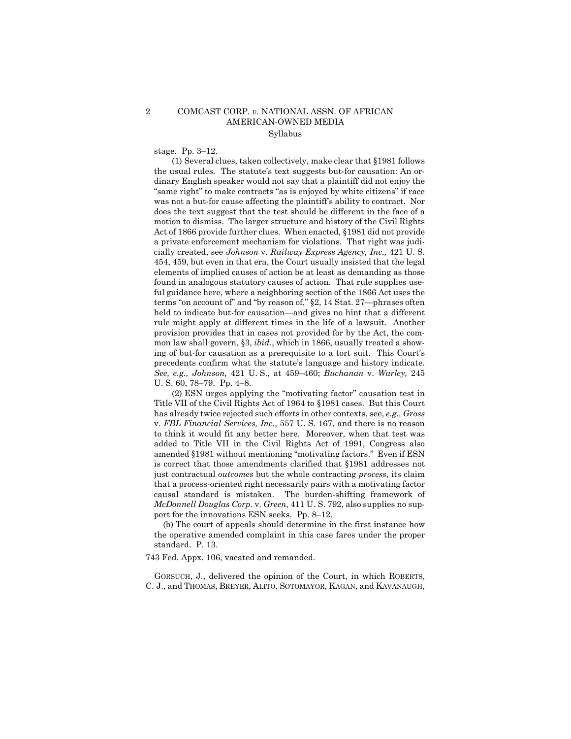stage. Pp. 3–12.

(1) Several clues, taken collectively, make clear that §1981 follows the usual rules. The statute's text suggests but-for causation: An ordinary English speaker would not say that a plaintiff did not enjoy the "same right" to make contracts "as is enjoyed by white citizens" if race was not a but-for cause affecting the plaintiff's ability to contract. Nor does the text suggest that the test should be different in the face of a motion to dismiss. The larger structure and history of the Civil Rights Act of 1866 provide further clues. When enacted, §1981 did not provide a private enforcement mechanism for violations. That right was judicially created, see *Johnson* v. *Railway Express Agency, Inc.,* 421 U. S. 454, 459, but even in that era, the Court usually insisted that the legal elements of implied causes of action be at least as demanding as those found in analogous statutory causes of action. That rule supplies useful guidance here, where a neighboring section of the 1866 Act uses the terms "on account of" and "by reason of," §2, 14 Stat. 27—phrases often held to indicate but-for causation—and gives no hint that a different rule might apply at different times in the life of a lawsuit. Another provision provides that in cases not provided for by the Act, the common law shall govern, §3, *ibid.*, which in 1866, usually treated a showing of but-for causation as a prerequisite to a tort suit. This Court's precedents confirm what the statute's language and history indicate. *See, e.g., Johnson,* 421 U. S., at 459–460; *Buchanan* v. *Warley,* 245 U. S. 60, 78–79. Pp. 4–8.

(2) ESN urges applying the "motivating factor" causation test in Title VII of the Civil Rights Act of 1964 to §1981 cases. But this Court has already twice rejected such efforts in other contexts, see, *e.g., Gross* v. *FBL Financial Services, Inc.*, 557 U. S. 167, and there is no reason to think it would fit any better here. Moreover, when that test was added to Title VII in the Civil Rights Act of 1991, Congress also amended §1981 without mentioning "motivating factors." Even if ESN is correct that those amendments clarified that §1981 addresses not just contractual *outcomes* but the whole contracting *process*, its claim that a process-oriented right necessarily pairs with a motivating factor causal standard is mistaken. The burden-shifting framework of *McDonnell Douglas Corp.* v. *Green,* 411 U. S. 792, also supplies no support for the innovations ESN seeks. Pp. 8–12.

(b) The court of appeals should determine in the first instance how the operative amended complaint in this case fares under the proper standard. P. 13.

743 Fed. Appx. 106, vacated and remanded.

GORSUCH, J., delivered the opinion of the Court, in which ROBERTS, C. J., and THOMAS, BREYER, ALITO, SOTOMAYOR, KAGAN, and KAVANAUGH,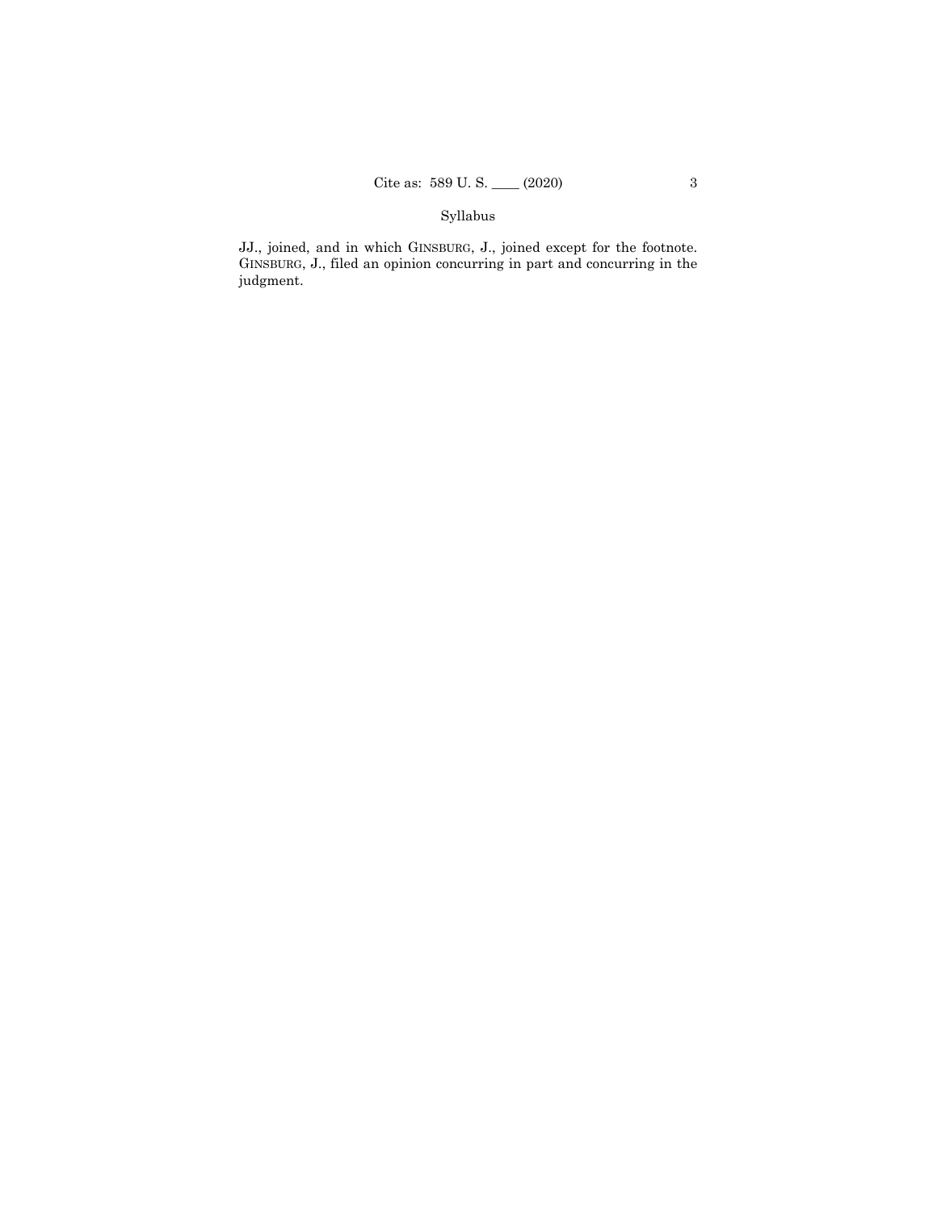JJ., joined, and in which GINSBURG, J., joined except for the footnote. GINSBURG, J., filed an opinion concurring in part and concurring in the judgment.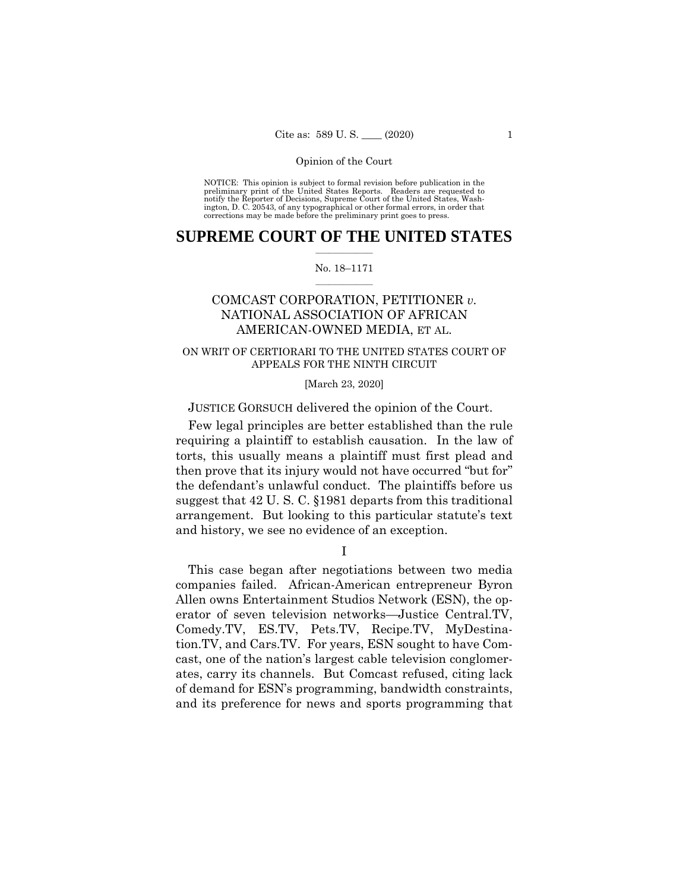NOTICE: This opinion is subject to formal revision before publication in the preliminary print of the United States Reports. Readers are requested to notify the Reporter of Decisions, Supreme Court of the United States, Washington, D. C. 20543, of any typographical or other formal errors, in order that corrections may be made before the preliminary print goes to press.

# SUPREME COURT OF THE UNITED STATES

No. 18–1171

COMCAST CORPORATION, PETITIONER *v.* NATIONAL ASSOCIATION OF AFRICAN AMERICAN-OWNED MEDIA, ET AL.

ON WRIT OF CERTIORARI TO THE UNITED STATES COURT OF APPEALS FOR THE NINTH CIRCUIT

[March 23, 2020]

JUSTICE GORSUCH delivered the opinion of the Court.

Few legal principles are better established than the rule requiring a plaintiff to establish causation. In the law of torts, this usually means a plaintiff must first plead and then prove that its injury would not have occurred "but for" the defendant's unlawful conduct. The plaintiffs before us suggest that 42 U. S. C. §1981 departs from this traditional arrangement. But looking to this particular statute's text and history, we see no evidence of an exception.

I

This case began after negotiations between two media companies failed. African-American entrepreneur Byron Allen owns Entertainment Studios Network (ESN), the operator of seven television networks—Justice Central.TV, Comedy.TV, ES.TV, Pets.TV, Recipe.TV, MyDestination.TV, and Cars.TV. For years, ESN sought to have Comcast, one of the nation's largest cable television conglomerates, carry its channels. But Comcast refused, citing lack of demand for ESN's programming, bandwidth constraints, and its preference for news and sports programming that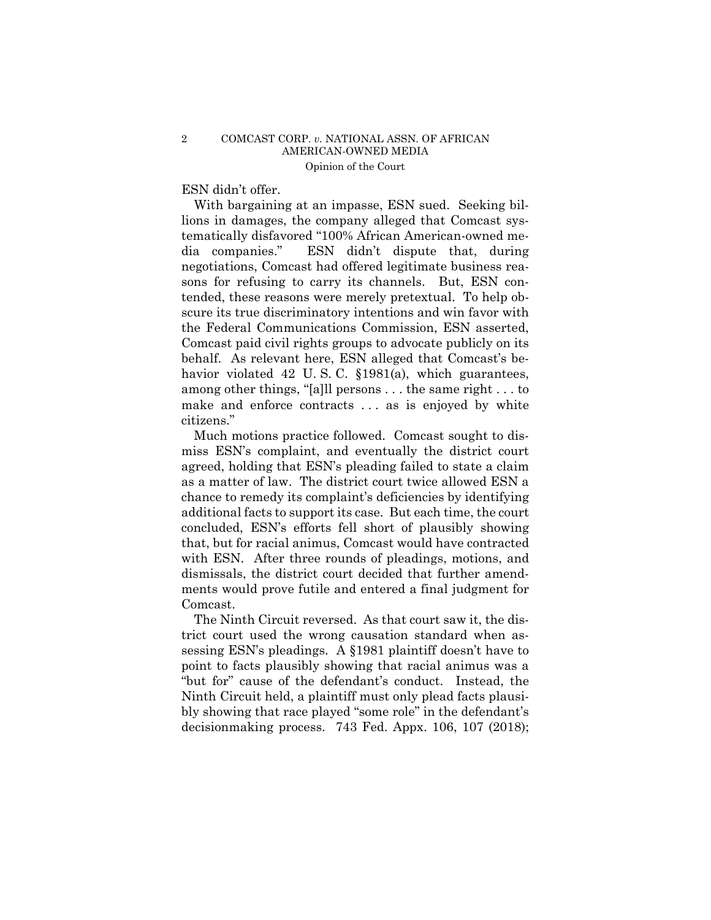ESN didn't offer.

With bargaining at an impasse, ESN sued. Seeking billions in damages, the company alleged that Comcast systematically disfavored "100% African American-owned media companies." ESN didn't dispute that, during negotiations, Comcast had offered legitimate business reasons for refusing to carry its channels. But, ESN contended, these reasons were merely pretextual. To help obscure its true discriminatory intentions and win favor with the Federal Communications Commission, ESN asserted, Comcast paid civil rights groups to advocate publicly on its behalf. As relevant here, ESN alleged that Comcast's behavior violated 42 U. S. C. §1981(a), which guarantees, among other things, "[a]ll persons . . . the same right . . . to make and enforce contracts . . . as is enjoyed by white citizens."

Much motions practice followed. Comcast sought to dismiss ESN's complaint, and eventually the district court agreed, holding that ESN's pleading failed to state a claim as a matter of law. The district court twice allowed ESN a chance to remedy its complaint's deficiencies by identifying additional facts to support its case. But each time, the court concluded, ESN's efforts fell short of plausibly showing that, but for racial animus, Comcast would have contracted with ESN. After three rounds of pleadings, motions, and dismissals, the district court decided that further amendments would prove futile and entered a final judgment for Comcast.

The Ninth Circuit reversed. As that court saw it, the district court used the wrong causation standard when assessing ESN's pleadings. A §1981 plaintiff doesn't have to point to facts plausibly showing that racial animus was a "but for" cause of the defendant's conduct. Instead, the Ninth Circuit held, a plaintiff must only plead facts plausibly showing that race played "some role" in the defendant's decisionmaking process. 743 Fed. Appx. 106, 107 (2018);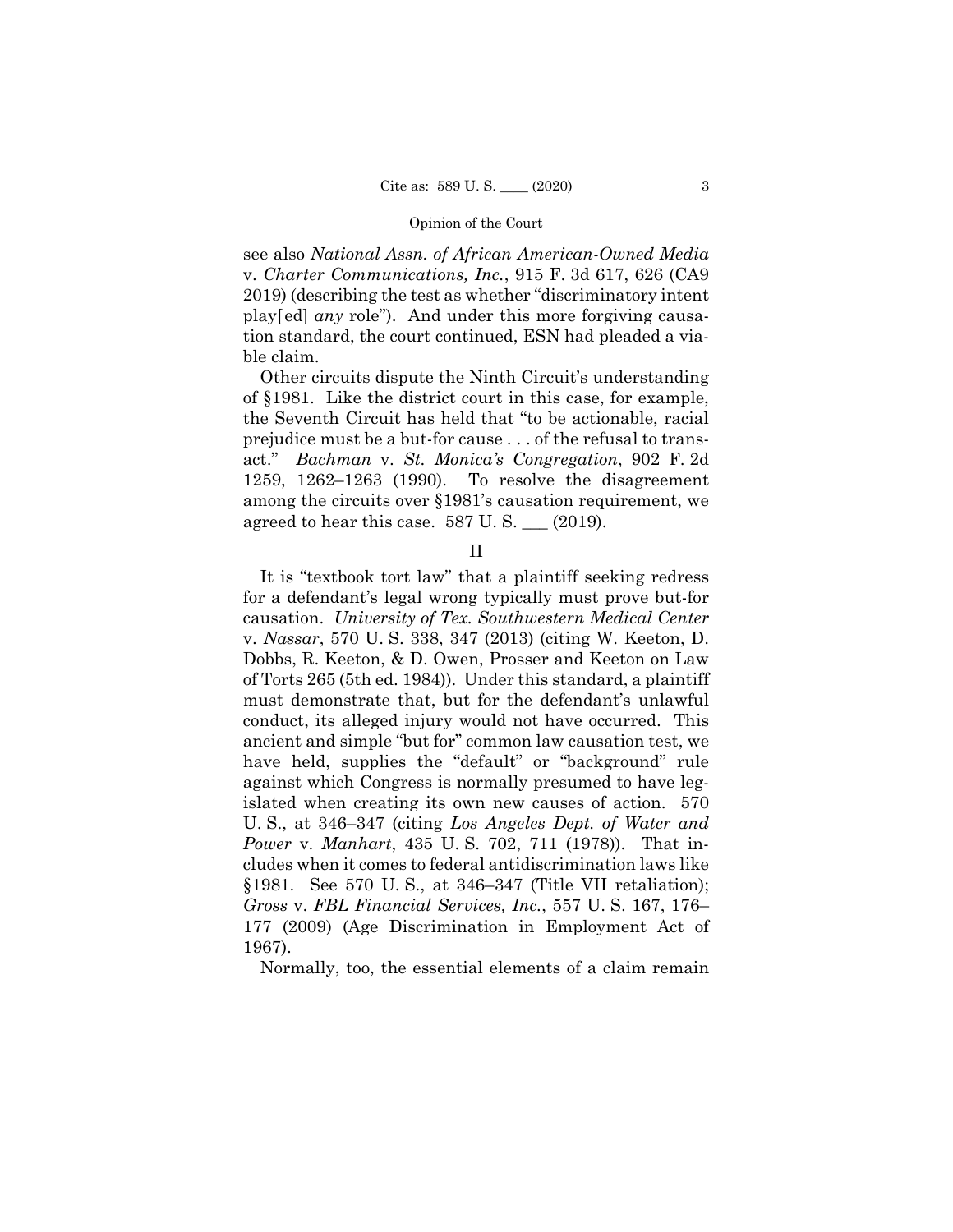see also *National Assn. of African American-Owned Media* v. *Charter Communications, Inc.*, 915 F. 3d 617, 626 (CA9 2019) (describing the test as whether "discriminatory intent play[ed] *any* role"). And under this more forgiving causation standard, the court continued, ESN had pleaded a viable claim.

Other circuits dispute the Ninth Circuit's understanding of §1981. Like the district court in this case, for example, the Seventh Circuit has held that "to be actionable, racial prejudice must be a but-for cause . . . of the refusal to transact." *Bachman* v. *St. Monica's Congregation*, 902 F. 2d 1259, 1262–1263 (1990). To resolve the disagreement among the circuits over §1981's causation requirement, we agreed to hear this case. 587 U. S. ___ (2019).

## II

It is "textbook tort law" that a plaintiff seeking redress for a defendant's legal wrong typically must prove but-for causation. *University of Tex. Southwestern Medical Center* v. *Nassar*, 570 U. S. 338, 347 (2013) (citing W. Keeton, D. Dobbs, R. Keeton, & D. Owen, Prosser and Keeton on Law of Torts 265 (5th ed. 1984)). Under this standard, a plaintiff must demonstrate that, but for the defendant's unlawful conduct, its alleged injury would not have occurred. This ancient and simple "but for" common law causation test, we have held, supplies the "default" or "background" rule against which Congress is normally presumed to have legislated when creating its own new causes of action. 570 U. S., at 346–347 (citing *Los Angeles Dept. of Water and Power* v. *Manhart*, 435 U. S. 702, 711 (1978)). That includes when it comes to federal antidiscrimination laws like §1981. See 570 U. S., at 346–347 (Title VII retaliation); *Gross* v. *FBL Financial Services, Inc.*, 557 U. S. 167, 176–177 (2009) (Age Discrimination in Employment Act of 1967).

Normally, too, the essential elements of a claim remain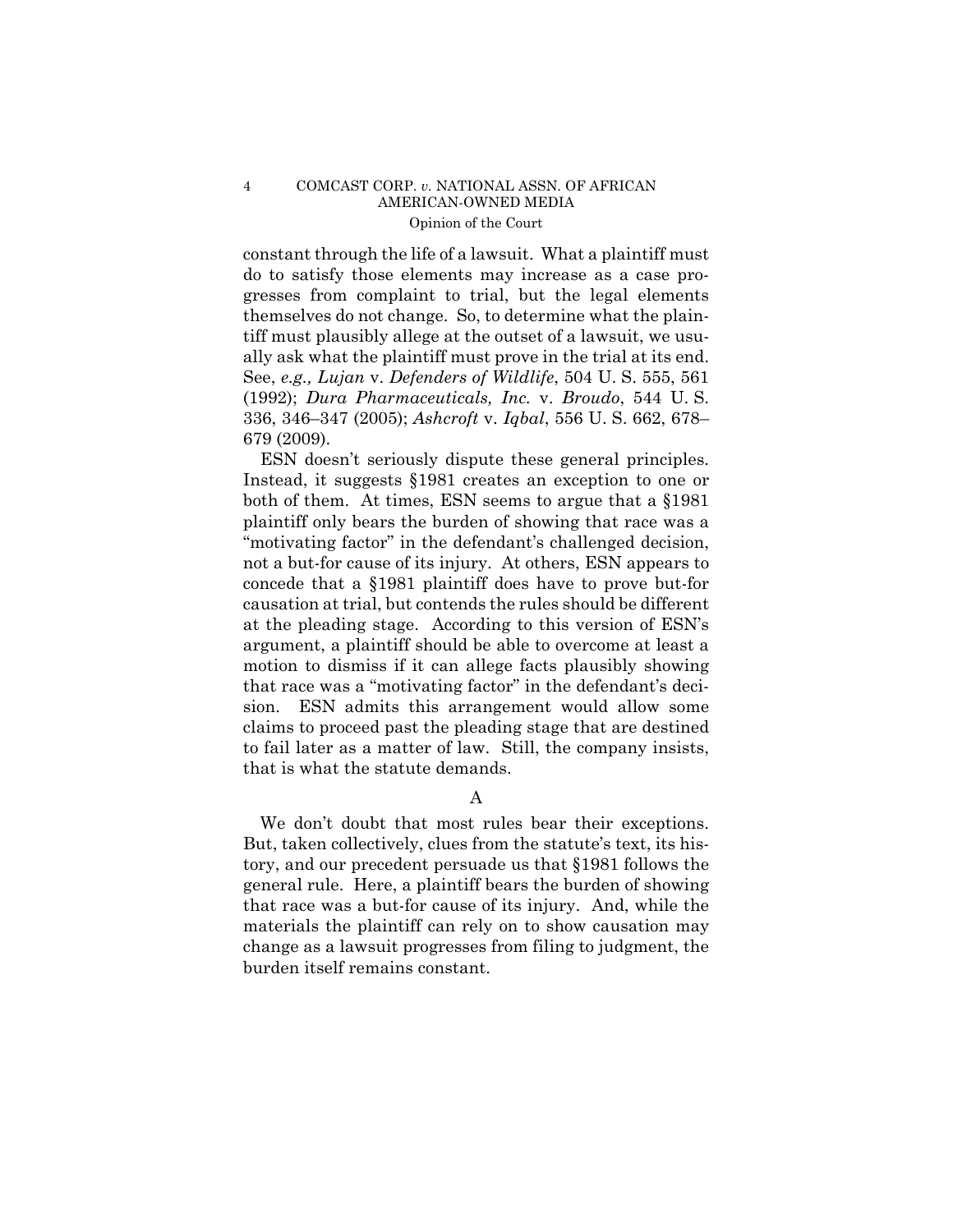constant through the life of a lawsuit. What a plaintiff must do to satisfy those elements may increase as a case progresses from complaint to trial, but the legal elements themselves do not change. So, to determine what the plaintiff must plausibly allege at the outset of a lawsuit, we usually ask what the plaintiff must prove in the trial at its end. See, *e.g., Lujan* v. *Defenders of Wildlife*, 504 U. S. 555, 561 (1992); *Dura Pharmaceuticals, Inc.* v. *Broudo*, 544 U. S. 336, 346–347 (2005); *Ashcroft* v. *Iqbal*, 556 U. S. 662, 678–679 (2009).

ESN doesn't seriously dispute these general principles. Instead, it suggests §1981 creates an exception to one or both of them. At times, ESN seems to argue that a §1981 plaintiff only bears the burden of showing that race was a "motivating factor" in the defendant's challenged decision, not a but-for cause of its injury. At others, ESN appears to concede that a §1981 plaintiff does have to prove but-for causation at trial, but contends the rules should be different at the pleading stage. According to this version of ESN's argument, a plaintiff should be able to overcome at least a motion to dismiss if it can allege facts plausibly showing that race was a "motivating factor" in the defendant's decision. ESN admits this arrangement would allow some claims to proceed past the pleading stage that are destined to fail later as a matter of law. Still, the company insists, that is what the statute demands.

A

We don't doubt that most rules bear their exceptions. But, taken collectively, clues from the statute's text, its history, and our precedent persuade us that §1981 follows the general rule. Here, a plaintiff bears the burden of showing that race was a but-for cause of its injury. And, while the materials the plaintiff can rely on to show causation may change as a lawsuit progresses from filing to judgment, the burden itself remains constant.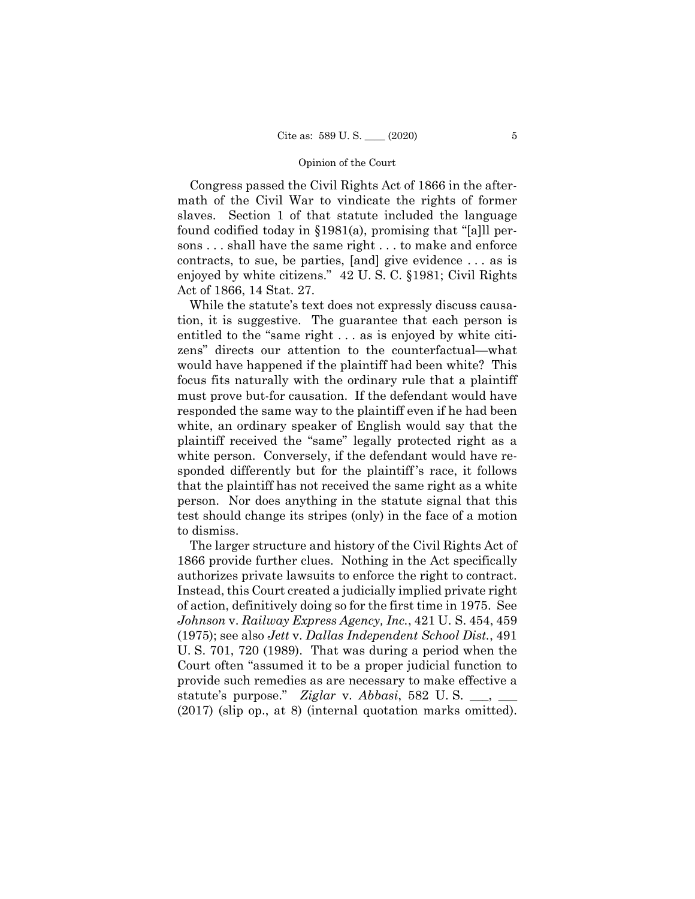Congress passed the Civil Rights Act of 1866 in the aftermath of the Civil War to vindicate the rights of former slaves. Section 1 of that statute included the language found codified today in §1981(a), promising that "[a]ll persons . . . shall have the same right . . . to make and enforce contracts, to sue, be parties, [and] give evidence . . . as is enjoyed by white citizens." 42 U. S. C. §1981; Civil Rights Act of 1866, 14 Stat. 27.

While the statute's text does not expressly discuss causation, it is suggestive. The guarantee that each person is entitled to the "same right . . . as is enjoyed by white citizens" directs our attention to the counterfactual—what would have happened if the plaintiff had been white? This focus fits naturally with the ordinary rule that a plaintiff must prove but-for causation. If the defendant would have responded the same way to the plaintiff even if he had been white, an ordinary speaker of English would say that the plaintiff received the "same" legally protected right as a white person. Conversely, if the defendant would have responded differently but for the plaintiff's race, it follows that the plaintiff has not received the same right as a white person. Nor does anything in the statute signal that this test should change its stripes (only) in the face of a motion to dismiss.

The larger structure and history of the Civil Rights Act of 1866 provide further clues. Nothing in the Act specifically authorizes private lawsuits to enforce the right to contract. Instead, this Court created a judicially implied private right of action, definitively doing so for the first time in 1975. See *Johnson* v. *Railway Express Agency, Inc.*, 421 U. S. 454, 459 (1975); see also *Jett* v. *Dallas Independent School Dist.*, 491 U. S. 701, 720 (1989). That was during a period when the Court often "assumed it to be a proper judicial function to provide such remedies as are necessary to make effective a statute's purpose." *Ziglar* v. *Abbasi*, 582 U. S. ___, ___ (2017) (slip op., at 8) (internal quotation marks omitted).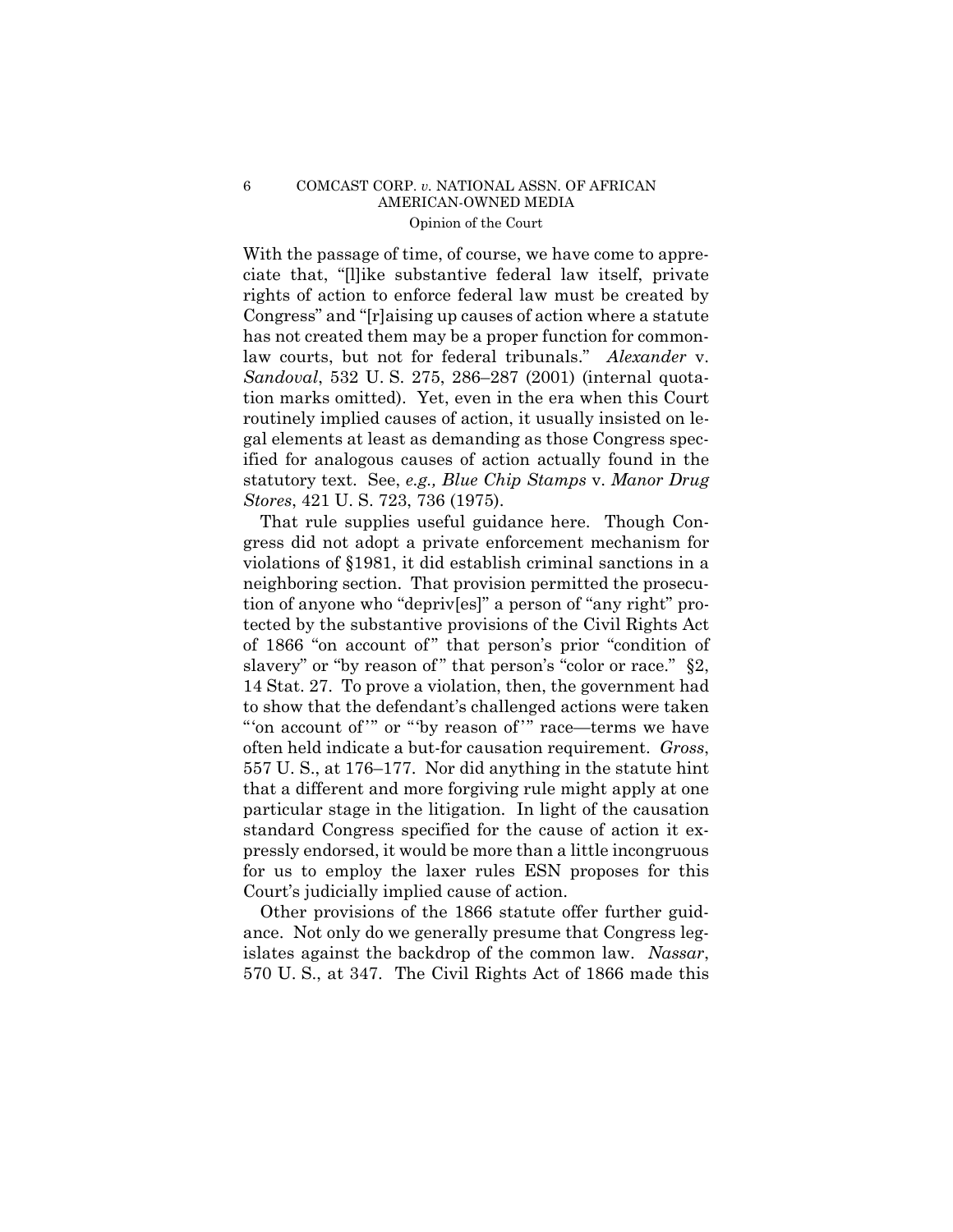With the passage of time, of course, we have come to appreciate that, "[l]ike substantive federal law itself, private rights of action to enforce federal law must be created by Congress" and "[r]aising up causes of action where a statute has not created them may be a proper function for common-law courts, but not for federal tribunals." *Alexander* v. *Sandoval*, 532 U. S. 275, 286–287 (2001) (internal quotation marks omitted). Yet, even in the era when this Court routinely implied causes of action, it usually insisted on legal elements at least as demanding as those Congress specified for analogous causes of action actually found in the statutory text. See, *e.g., Blue Chip Stamps* v. *Manor Drug Stores*, 421 U. S. 723, 736 (1975).

That rule supplies useful guidance here. Though Congress did not adopt a private enforcement mechanism for violations of §1981, it did establish criminal sanctions in a neighboring section. That provision permitted the prosecution of anyone who "depriv[es]" a person of "any right" protected by the substantive provisions of the Civil Rights Act of 1866 "on account of" that person's prior "condition of slavery" or "by reason of" that person's "color or race." §2, 14 Stat. 27. To prove a violation, then, the government had to show that the defendant's challenged actions were taken "'on account of'" or "'by reason of'" race—terms we have often held indicate a but-for causation requirement. *Gross*, 557 U. S., at 176–177. Nor did anything in the statute hint that a different and more forgiving rule might apply at one particular stage in the litigation. In light of the causation standard Congress specified for the cause of action it expressly endorsed, it would be more than a little incongruous for us to employ the laxer rules ESN proposes for this Court's judicially implied cause of action.

Other provisions of the 1866 statute offer further guidance. Not only do we generally presume that Congress legislates against the backdrop of the common law. *Nassar*, 570 U. S., at 347. The Civil Rights Act of 1866 made this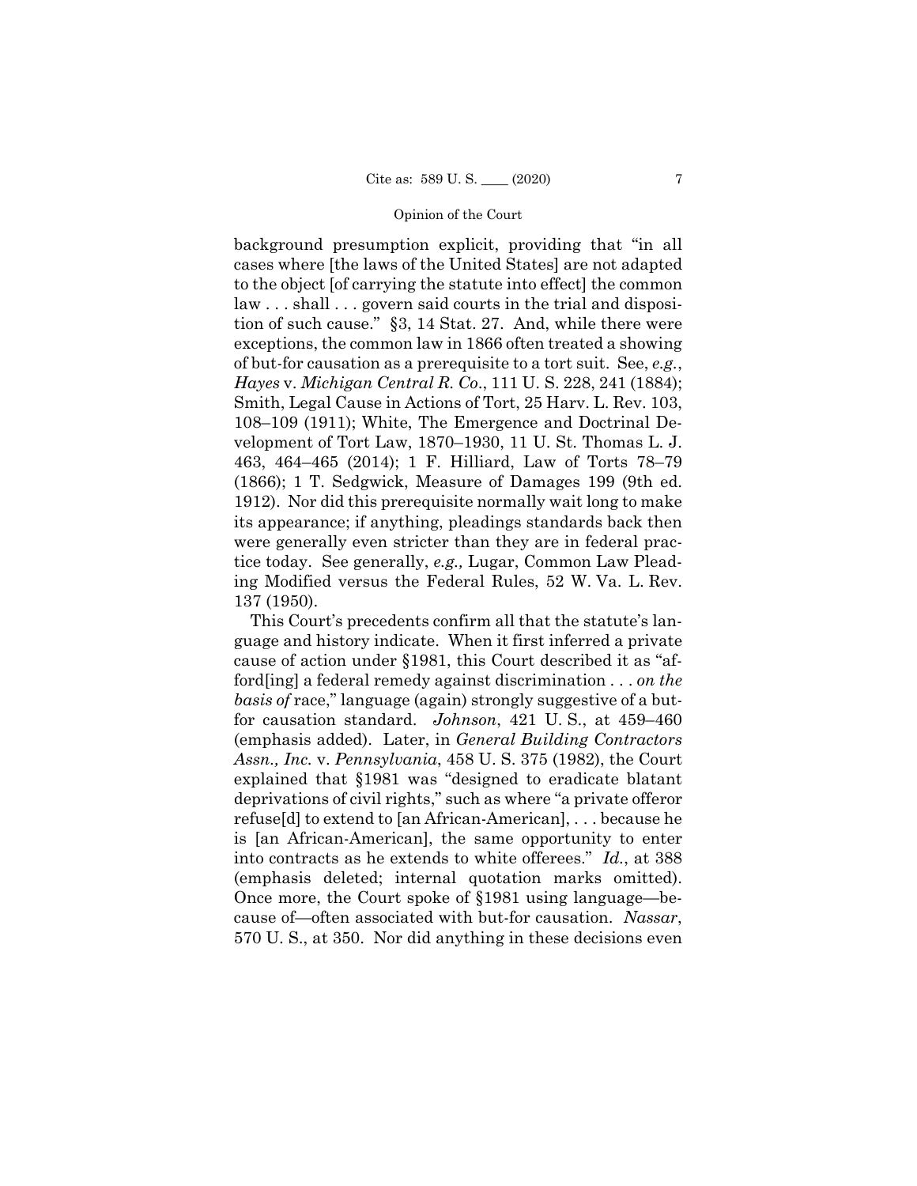background presumption explicit, providing that "in all cases where [the laws of the United States] are not adapted to the object [of carrying the statute into effect] the common law . . . shall . . . govern said courts in the trial and disposition of such cause." §3, 14 Stat. 27. And, while there were exceptions, the common law in 1866 often treated a showing of but-for causation as a prerequisite to a tort suit. See, *e.g.*, *Hayes* v. *Michigan Central R. Co*., 111 U. S. 228, 241 (1884); Smith, Legal Cause in Actions of Tort, 25 Harv. L. Rev. 103, 108–109 (1911); White, The Emergence and Doctrinal Development of Tort Law, 1870–1930, 11 U. St. Thomas L. J. 463, 464–465 (2014); 1 F. Hilliard, Law of Torts 78–79 (1866); 1 T. Sedgwick, Measure of Damages 199 (9th ed. 1912). Nor did this prerequisite normally wait long to make its appearance; if anything, pleadings standards back then were generally even stricter than they are in federal practice today. See generally, *e.g.,* Lugar, Common Law Pleading Modified versus the Federal Rules, 52 W. Va. L. Rev. 137 (1950).

This Court's precedents confirm all that the statute's language and history indicate. When it first inferred a private cause of action under §1981, this Court described it as "afford[ing] a federal remedy against discrimination . . . *on the basis of* race," language (again) strongly suggestive of a but-for causation standard. *Johnson*, 421 U. S., at 459–460 (emphasis added). Later, in *General Building Contractors Assn., Inc.* v. *Pennsylvania*, 458 U. S. 375 (1982), the Court explained that §1981 was "designed to eradicate blatant deprivations of civil rights," such as where "a private offeror refuse[d] to extend to [an African-American], . . . because he is [an African-American], the same opportunity to enter into contracts as he extends to white offerees." *Id.*, at 388 (emphasis deleted; internal quotation marks omitted). Once more, the Court spoke of §1981 using language—because of—often associated with but-for causation. *Nassar*, 570 U. S., at 350. Nor did anything in these decisions even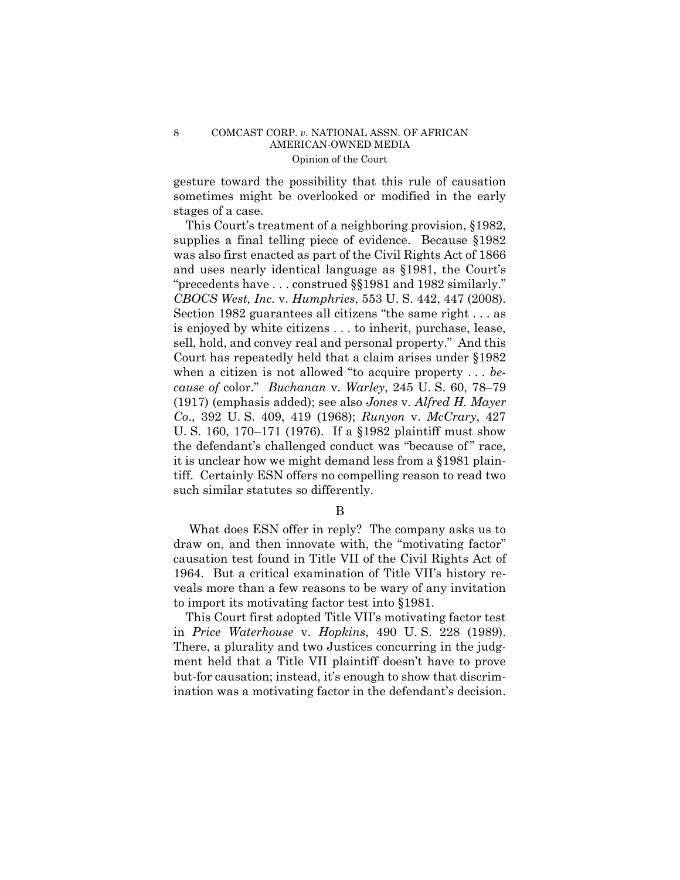gesture toward the possibility that this rule of causation sometimes might be overlooked or modified in the early stages of a case.

This Court's treatment of a neighboring provision, §1982, supplies a final telling piece of evidence. Because §1982 was also first enacted as part of the Civil Rights Act of 1866 and uses nearly identical language as §1981, the Court's "precedents have . . . construed §§1981 and 1982 similarly." *CBOCS West, Inc.* v. *Humphries*, 553 U. S. 442, 447 (2008). Section 1982 guarantees all citizens "the same right . . . as is enjoyed by white citizens . . . to inherit, purchase, lease, sell, hold, and convey real and personal property." And this Court has repeatedly held that a claim arises under §1982 when a citizen is not allowed "to acquire property . . . *because of* color." *Buchanan* v. *Warley*, 245 U. S. 60, 78–79 (1917) (emphasis added); see also *Jones* v. *Alfred H. Mayer Co.*, 392 U. S. 409, 419 (1968); *Runyon* v. *McCrary*, 427 U. S. 160, 170–171 (1976). If a §1982 plaintiff must show the defendant's challenged conduct was "because of" race, it is unclear how we might demand less from a §1981 plaintiff. Certainly ESN offers no compelling reason to read two such similar statutes so differently.

B

What does ESN offer in reply? The company asks us to draw on, and then innovate with, the "motivating factor" causation test found in Title VII of the Civil Rights Act of 1964. But a critical examination of Title VII's history reveals more than a few reasons to be wary of any invitation to import its motivating factor test into §1981.

This Court first adopted Title VII's motivating factor test in *Price Waterhouse* v. *Hopkins*, 490 U. S. 228 (1989). There, a plurality and two Justices concurring in the judgment held that a Title VII plaintiff doesn't have to prove but-for causation; instead, it's enough to show that discrimination was a motivating factor in the defendant's decision.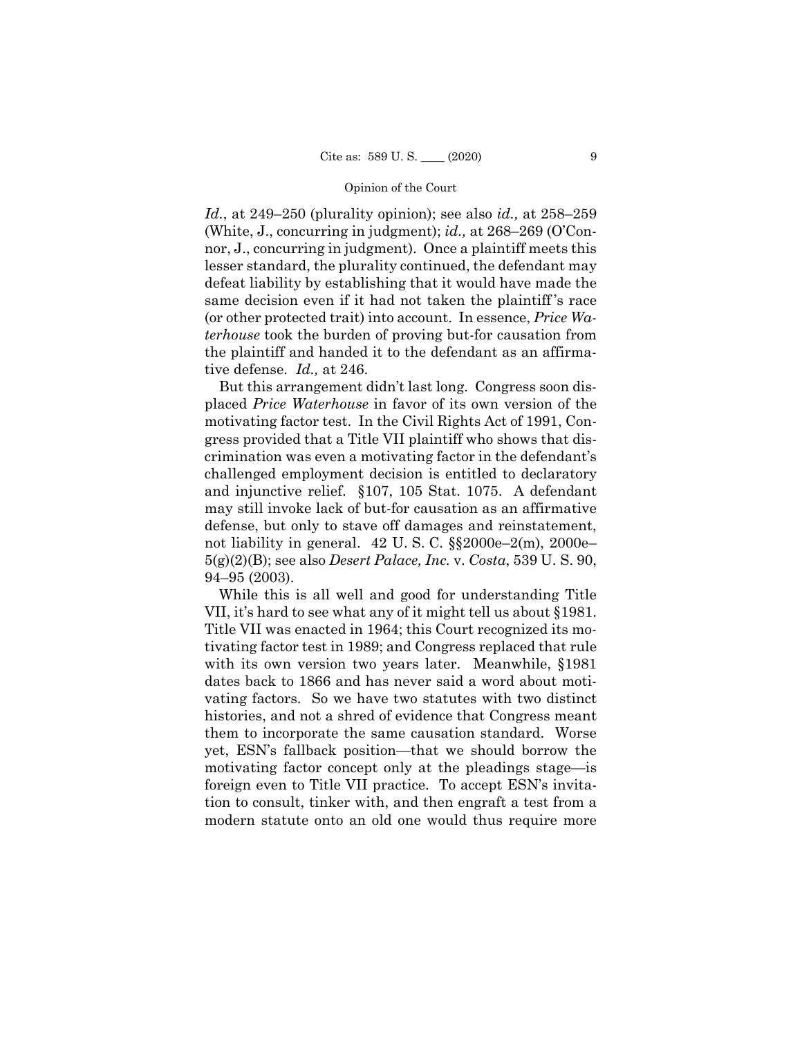*Id.*, at 249–250 (plurality opinion); see also *id.,* at 258–259 (White, J., concurring in judgment); *id.,* at 268–269 (O'Connor, J., concurring in judgment). Once a plaintiff meets this lesser standard, the plurality continued, the defendant may defeat liability by establishing that it would have made the same decision even if it had not taken the plaintiff's race (or other protected trait) into account. In essence, *Price Waterhouse* took the burden of proving but-for causation from the plaintiff and handed it to the defendant as an affirmative defense. *Id.,* at 246.

But this arrangement didn't last long. Congress soon displaced *Price Waterhouse* in favor of its own version of the motivating factor test. In the Civil Rights Act of 1991, Congress provided that a Title VII plaintiff who shows that discrimination was even a motivating factor in the defendant's challenged employment decision is entitled to declaratory and injunctive relief. §107, 105 Stat. 1075. A defendant may still invoke lack of but-for causation as an affirmative defense, but only to stave off damages and reinstatement, not liability in general. 42 U. S. C. §§2000e–2(m), 2000e–5(g)(2)(B); see also *Desert Palace, Inc.* v. *Costa*, 539 U. S. 90, 94–95 (2003).

While this is all well and good for understanding Title VII, it's hard to see what any of it might tell us about §1981. Title VII was enacted in 1964; this Court recognized its motivating factor test in 1989; and Congress replaced that rule with its own version two years later. Meanwhile, §1981 dates back to 1866 and has never said a word about motivating factors. So we have two statutes with two distinct histories, and not a shred of evidence that Congress meant them to incorporate the same causation standard. Worse yet, ESN's fallback position—that we should borrow the motivating factor concept only at the pleadings stage—is foreign even to Title VII practice. To accept ESN's invitation to consult, tinker with, and then engraft a test from a modern statute onto an old one would thus require more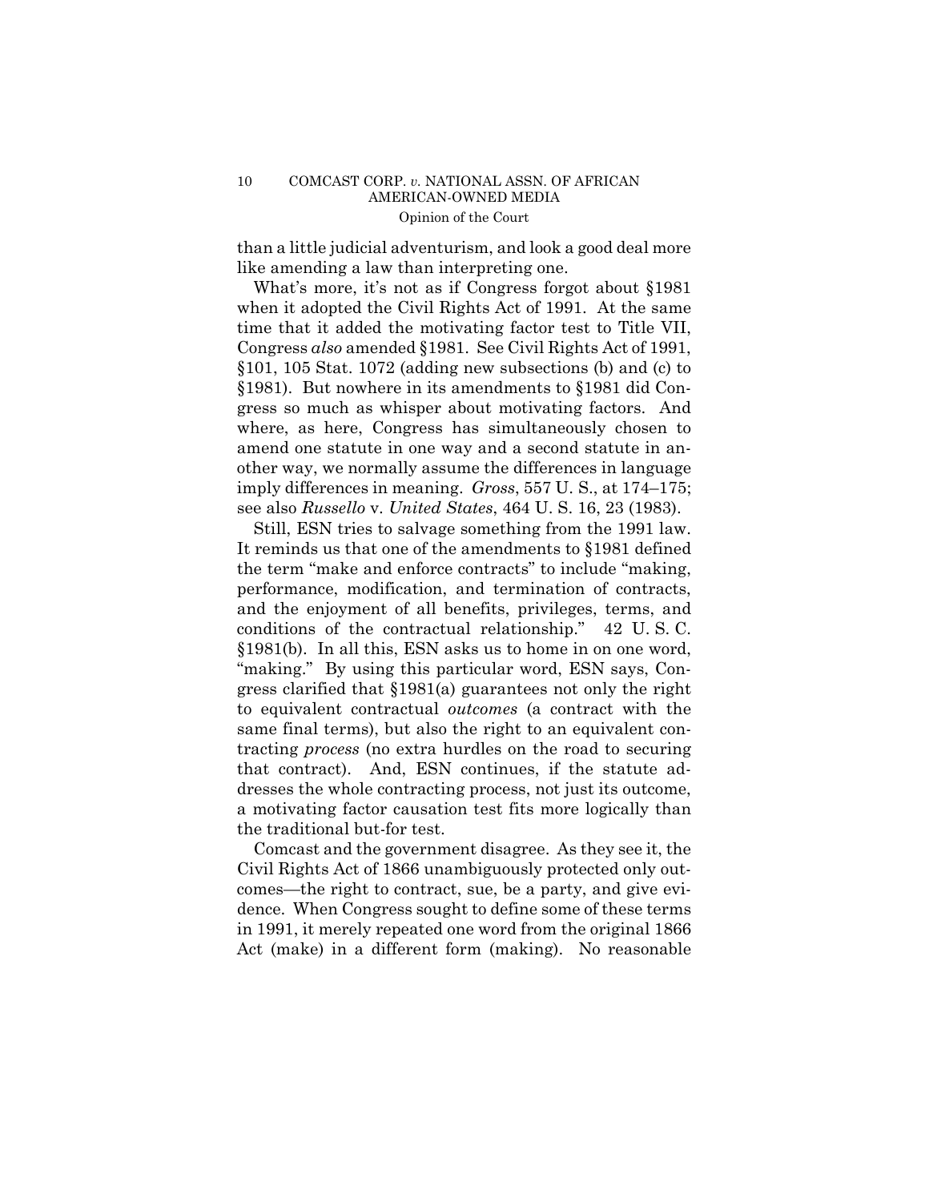than a little judicial adventurism, and look a good deal more like amending a law than interpreting one.

What's more, it's not as if Congress forgot about §1981 when it adopted the Civil Rights Act of 1991. At the same time that it added the motivating factor test to Title VII, Congress *also* amended §1981. See Civil Rights Act of 1991, §101, 105 Stat. 1072 (adding new subsections (b) and (c) to §1981). But nowhere in its amendments to §1981 did Congress so much as whisper about motivating factors. And where, as here, Congress has simultaneously chosen to amend one statute in one way and a second statute in another way, we normally assume the differences in language imply differences in meaning. *Gross*, 557 U. S., at 174–175; see also *Russello* v. *United States*, 464 U. S. 16, 23 (1983).

Still, ESN tries to salvage something from the 1991 law. It reminds us that one of the amendments to §1981 defined the term "make and enforce contracts" to include "making, performance, modification, and termination of contracts, and the enjoyment of all benefits, privileges, terms, and conditions of the contractual relationship." 42 U. S. C. §1981(b). In all this, ESN asks us to home in on one word, "making." By using this particular word, ESN says, Congress clarified that §1981(a) guarantees not only the right to equivalent contractual *outcomes* (a contract with the same final terms), but also the right to an equivalent contracting *process* (no extra hurdles on the road to securing that contract). And, ESN continues, if the statute addresses the whole contracting process, not just its outcome, a motivating factor causation test fits more logically than the traditional but-for test.

Comcast and the government disagree. As they see it, the Civil Rights Act of 1866 unambiguously protected only outcomes—the right to contract, sue, be a party, and give evidence. When Congress sought to define some of these terms in 1991, it merely repeated one word from the original 1866 Act (make) in a different form (making). No reasonable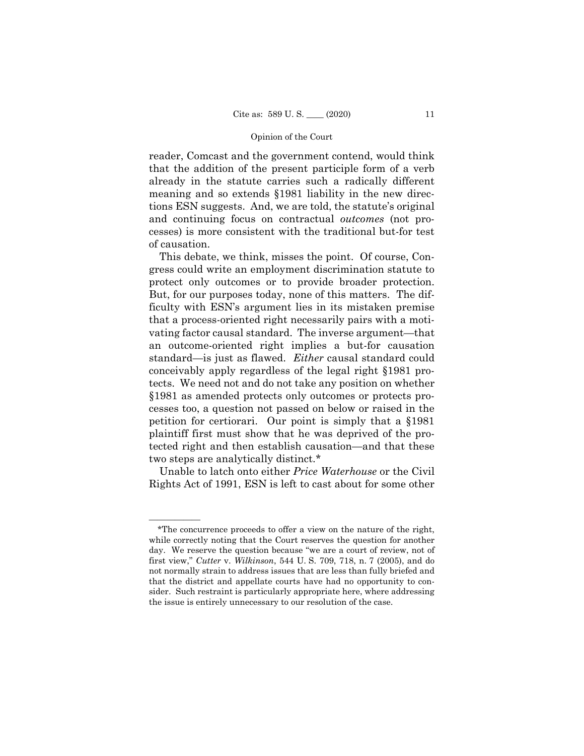reader, Comcast and the government contend, would think that the addition of the present participle form of a verb already in the statute carries such a radically different meaning and so extends §1981 liability in the new directions ESN suggests. And, we are told, the statute's original and continuing focus on contractual *outcomes* (not processes) is more consistent with the traditional but-for test of causation.

This debate, we think, misses the point. Of course, Congress could write an employment discrimination statute to protect only outcomes or to provide broader protection. But, for our purposes today, none of this matters. The difficulty with ESN's argument lies in its mistaken premise that a process-oriented right necessarily pairs with a motivating factor causal standard. The inverse argument—that an outcome-oriented right implies a but-for causation standard—is just as flawed. *Either* causal standard could conceivably apply regardless of the legal right §1981 protects. We need not and do not take any position on whether §1981 as amended protects only outcomes or protects processes too, a question not passed on below or raised in the petition for certiorari. Our point is simply that a §1981 plaintiff first must show that he was deprived of the protected right and then establish causation—and that these two steps are analytically distinct.*

Unable to latch onto either *Price Waterhouse* or the Civil Rights Act of 1991, ESN is left to cast about for some other

---

*The concurrence proceeds to offer a view on the nature of the right, while correctly noting that the Court reserves the question for another day. We reserve the question because "we are a court of review, not of first view," *Cutter* v. *Wilkinson*, 544 U. S. 709, 718, n. 7 (2005), and do not normally strain to address issues that are less than fully briefed and that the district and appellate courts have had no opportunity to consider. Such restraint is particularly appropriate here, where addressing the issue is entirely unnecessary to our resolution of the case.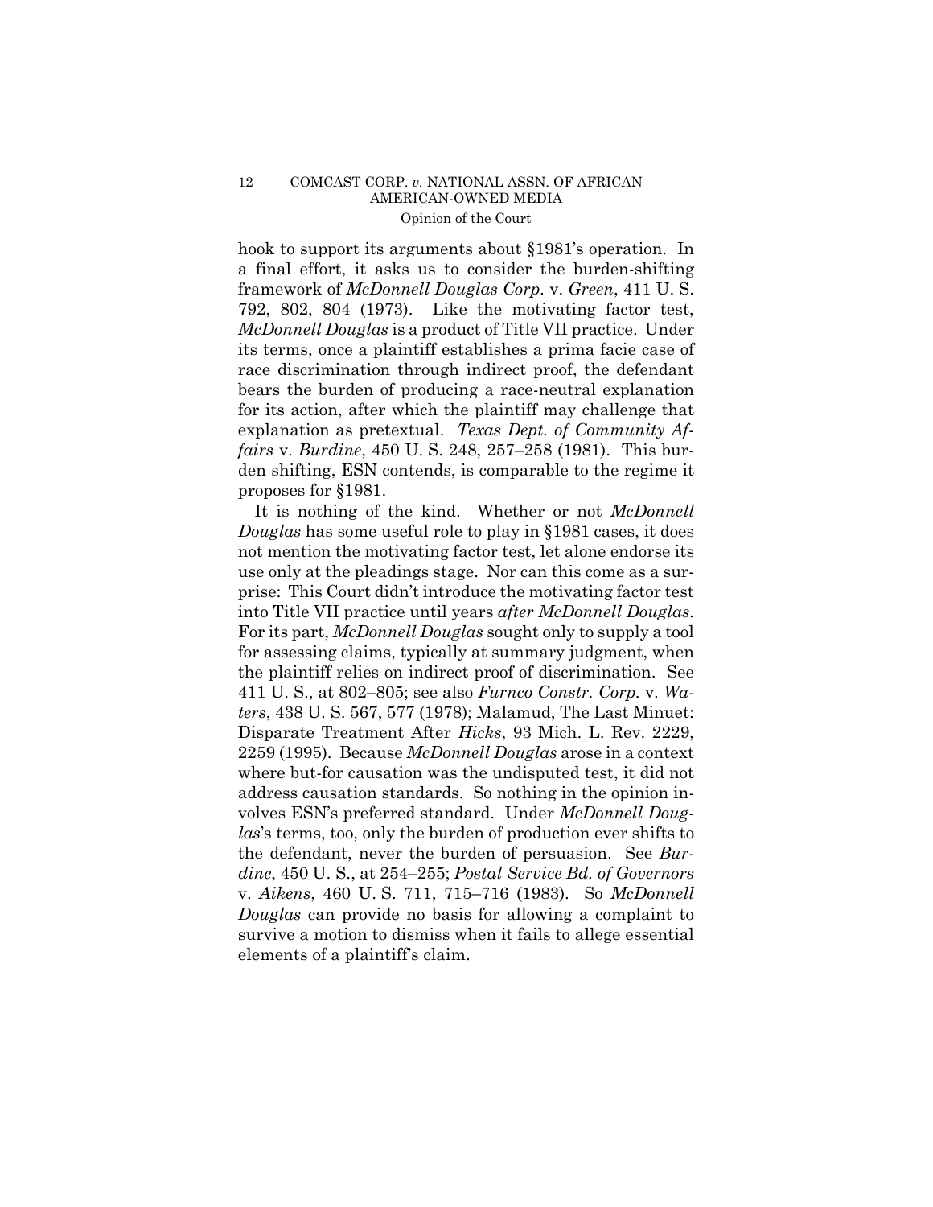hook to support its arguments about §1981's operation. In a final effort, it asks us to consider the burden-shifting framework of *McDonnell Douglas Corp.* v. *Green*, 411 U. S. 792, 802, 804 (1973). Like the motivating factor test, *McDonnell Douglas* is a product of Title VII practice. Under its terms, once a plaintiff establishes a prima facie case of race discrimination through indirect proof, the defendant bears the burden of producing a race-neutral explanation for its action, after which the plaintiff may challenge that explanation as pretextual. *Texas Dept. of Community Affairs* v. *Burdine*, 450 U. S. 248, 257–258 (1981). This burden shifting, ESN contends, is comparable to the regime it proposes for §1981.

It is nothing of the kind. Whether or not *McDonnell Douglas* has some useful role to play in §1981 cases, it does not mention the motivating factor test, let alone endorse its use only at the pleadings stage. Nor can this come as a surprise: This Court didn't introduce the motivating factor test into Title VII practice until years *after McDonnell Douglas*. For its part, *McDonnell Douglas* sought only to supply a tool for assessing claims, typically at summary judgment, when the plaintiff relies on indirect proof of discrimination. See 411 U. S., at 802–805; see also *Furnco Constr. Corp.* v. *Waters*, 438 U. S. 567, 577 (1978); Malamud, The Last Minuet: Disparate Treatment After *Hicks*, 93 Mich. L. Rev. 2229, 2259 (1995). Because *McDonnell Douglas* arose in a context where but-for causation was the undisputed test, it did not address causation standards. So nothing in the opinion involves ESN's preferred standard. Under *McDonnell Douglas*'s terms, too, only the burden of production ever shifts to the defendant, never the burden of persuasion. See *Burdine*, 450 U. S., at 254–255; *Postal Service Bd. of Governors* v. *Aikens*, 460 U. S. 711, 715–716 (1983). So *McDonnell Douglas* can provide no basis for allowing a complaint to survive a motion to dismiss when it fails to allege essential elements of a plaintiff's claim.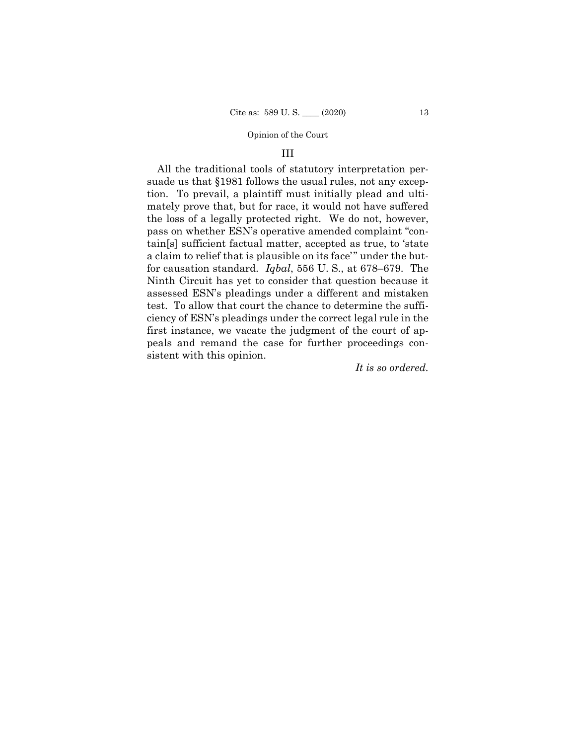## III

All the traditional tools of statutory interpretation persuade us that §1981 follows the usual rules, not any exception. To prevail, a plaintiff must initially plead and ultimately prove that, but for race, it would not have suffered the loss of a legally protected right. We do not, however, pass on whether ESN's operative amended complaint "contain[s] sufficient factual matter, accepted as true, to 'state a claim to relief that is plausible on its face'" under the but-for causation standard. *Iqbal*, 556 U. S., at 678–679. The Ninth Circuit has yet to consider that question because it assessed ESN's pleadings under a different and mistaken test. To allow that court the chance to determine the sufficiency of ESN's pleadings under the correct legal rule in the first instance, we vacate the judgment of the court of appeals and remand the case for further proceedings consistent with this opinion.

*It is so ordered.*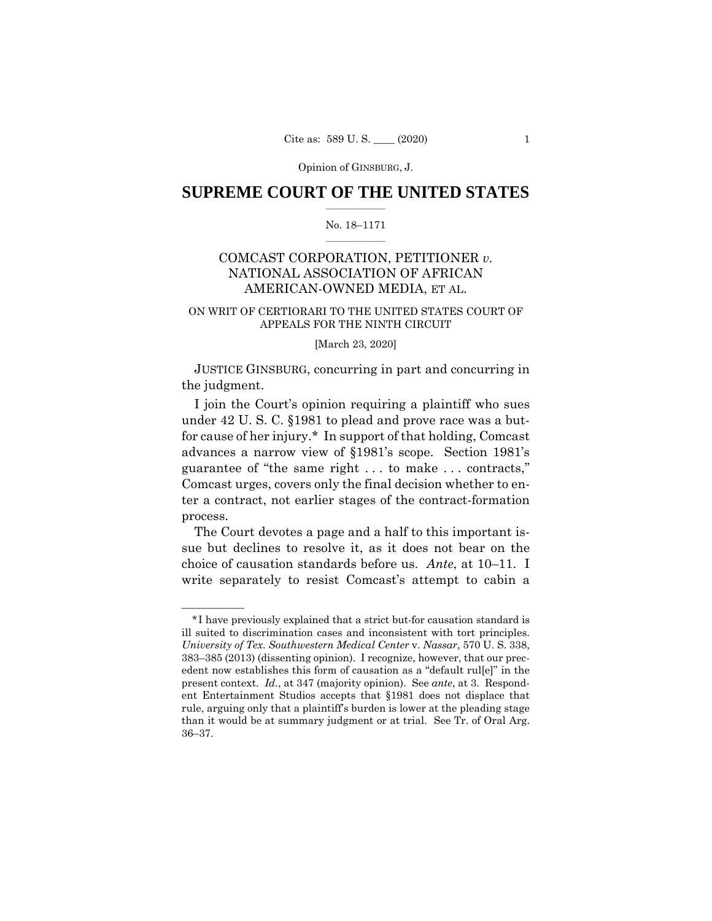Opinion of GINSBURG, J.

# SUPREME COURT OF THE UNITED STATES

No. 18–1171

COMCAST CORPORATION, PETITIONER *v.* NATIONAL ASSOCIATION OF AFRICAN AMERICAN-OWNED MEDIA, ET AL.

ON WRIT OF CERTIORARI TO THE UNITED STATES COURT OF APPEALS FOR THE NINTH CIRCUIT

[March 23, 2020]

JUSTICE GINSBURG, concurring in part and concurring in the judgment.

I join the Court's opinion requiring a plaintiff who sues under 42 U. S. C. §1981 to plead and prove race was a but-for cause of her injury.* In support of that holding, Comcast advances a narrow view of §1981's scope. Section 1981's guarantee of "the same right . . . to make . . . contracts," Comcast urges, covers only the final decision whether to enter a contract, not earlier stages of the contract-formation process.

The Court devotes a page and a half to this important issue but declines to resolve it, as it does not bear on the choice of causation standards before us. *Ante*, at 10–11. I write separately to resist Comcast's attempt to cabin a

---

*I have previously explained that a strict but-for causation standard is ill suited to discrimination cases and inconsistent with tort principles. *University of Tex. Southwestern Medical Center* v. *Nassar*, 570 U. S. 338, 383–385 (2013) (dissenting opinion). I recognize, however, that our precedent now establishes this form of causation as a "default rul[e]" in the present context. *Id.*, at 347 (majority opinion). See *ante*, at 3. Respondent Entertainment Studios accepts that §1981 does not displace that rule, arguing only that a plaintiff's burden is lower at the pleading stage than it would be at summary judgment or at trial. See Tr. of Oral Arg. 36–37.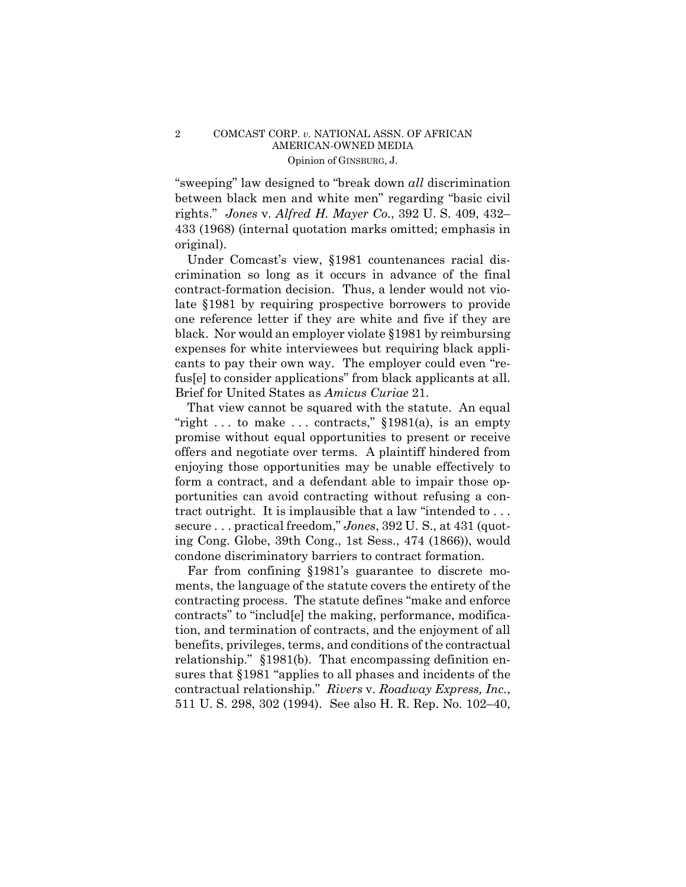"sweeping" law designed to "break down *all* discrimination between black men and white men" regarding "basic civil rights." *Jones* v. *Alfred H. Mayer Co.*, 392 U. S. 409, 432–433 (1968) (internal quotation marks omitted; emphasis in original).

Under Comcast's view, §1981 countenances racial discrimination so long as it occurs in advance of the final contract-formation decision. Thus, a lender would not violate §1981 by requiring prospective borrowers to provide one reference letter if they are white and five if they are black. Nor would an employer violate §1981 by reimbursing expenses for white interviewees but requiring black applicants to pay their own way. The employer could even "refus[e] to consider applications" from black applicants at all. Brief for United States as *Amicus Curiae* 21.

That view cannot be squared with the statute. An equal "right . . . to make . . . contracts," §1981(a), is an empty promise without equal opportunities to present or receive offers and negotiate over terms. A plaintiff hindered from enjoying those opportunities may be unable effectively to form a contract, and a defendant able to impair those opportunities can avoid contracting without refusing a contract outright. It is implausible that a law "intended to . . . secure . . . practical freedom," *Jones*, 392 U. S., at 431 (quoting Cong. Globe, 39th Cong., 1st Sess., 474 (1866)), would condone discriminatory barriers to contract formation.

Far from confining §1981's guarantee to discrete moments, the language of the statute covers the entirety of the contracting process. The statute defines "make and enforce contracts" to "includ[e] the making, performance, modification, and termination of contracts, and the enjoyment of all benefits, privileges, terms, and conditions of the contractual relationship." §1981(b). That encompassing definition ensures that §1981 "applies to all phases and incidents of the contractual relationship." *Rivers* v. *Roadway Express, Inc.*, 511 U. S. 298, 302 (1994). See also H. R. Rep. No. 102–40,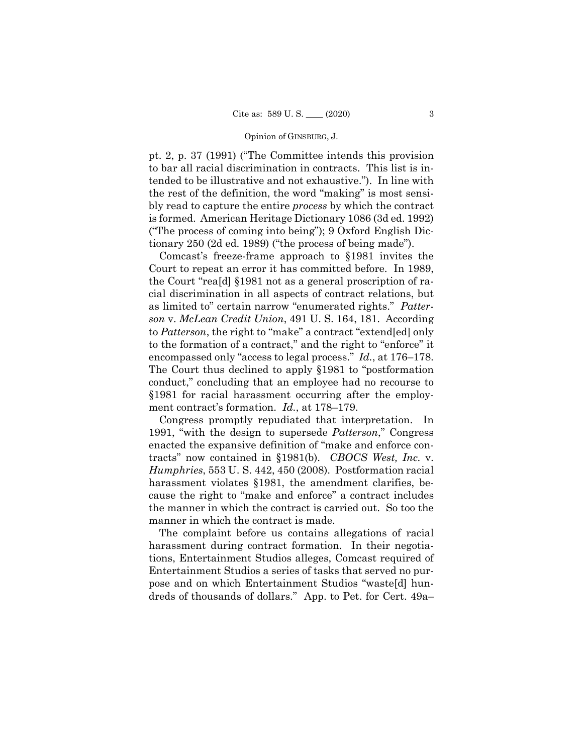pt. 2, p. 37 (1991) ("The Committee intends this provision to bar all racial discrimination in contracts. This list is intended to be illustrative and not exhaustive."). In line with the rest of the definition, the word "making" is most sensibly read to capture the entire *process* by which the contract is formed. American Heritage Dictionary 1086 (3d ed. 1992) ("The process of coming into being"); 9 Oxford English Dictionary 250 (2d ed. 1989) ("the process of being made").

Comcast's freeze-frame approach to §1981 invites the Court to repeat an error it has committed before. In 1989, the Court "rea[d] §1981 not as a general proscription of racial discrimination in all aspects of contract relations, but as limited to" certain narrow "enumerated rights." *Patterson* v. *McLean Credit Union*, 491 U. S. 164, 181. According to *Patterson*, the right to "make" a contract "extend[ed] only to the formation of a contract," and the right to "enforce" it encompassed only "access to legal process." *Id.*, at 176–178. The Court thus declined to apply §1981 to "postformation conduct," concluding that an employee had no recourse to §1981 for racial harassment occurring after the employment contract's formation. *Id.*, at 178–179.

Congress promptly repudiated that interpretation. In 1991, "with the design to supersede *Patterson*," Congress enacted the expansive definition of "make and enforce contracts" now contained in §1981(b). *CBOCS West, Inc.* v. *Humphries*, 553 U. S. 442, 450 (2008). Postformation racial harassment violates §1981, the amendment clarifies, because the right to "make and enforce" a contract includes the manner in which the contract is carried out. So too the manner in which the contract is made.

The complaint before us contains allegations of racial harassment during contract formation. In their negotiations, Entertainment Studios alleges, Comcast required of Entertainment Studios a series of tasks that served no purpose and on which Entertainment Studios "waste[d] hundreds of thousands of dollars." App. to Pet. for Cert. 49a–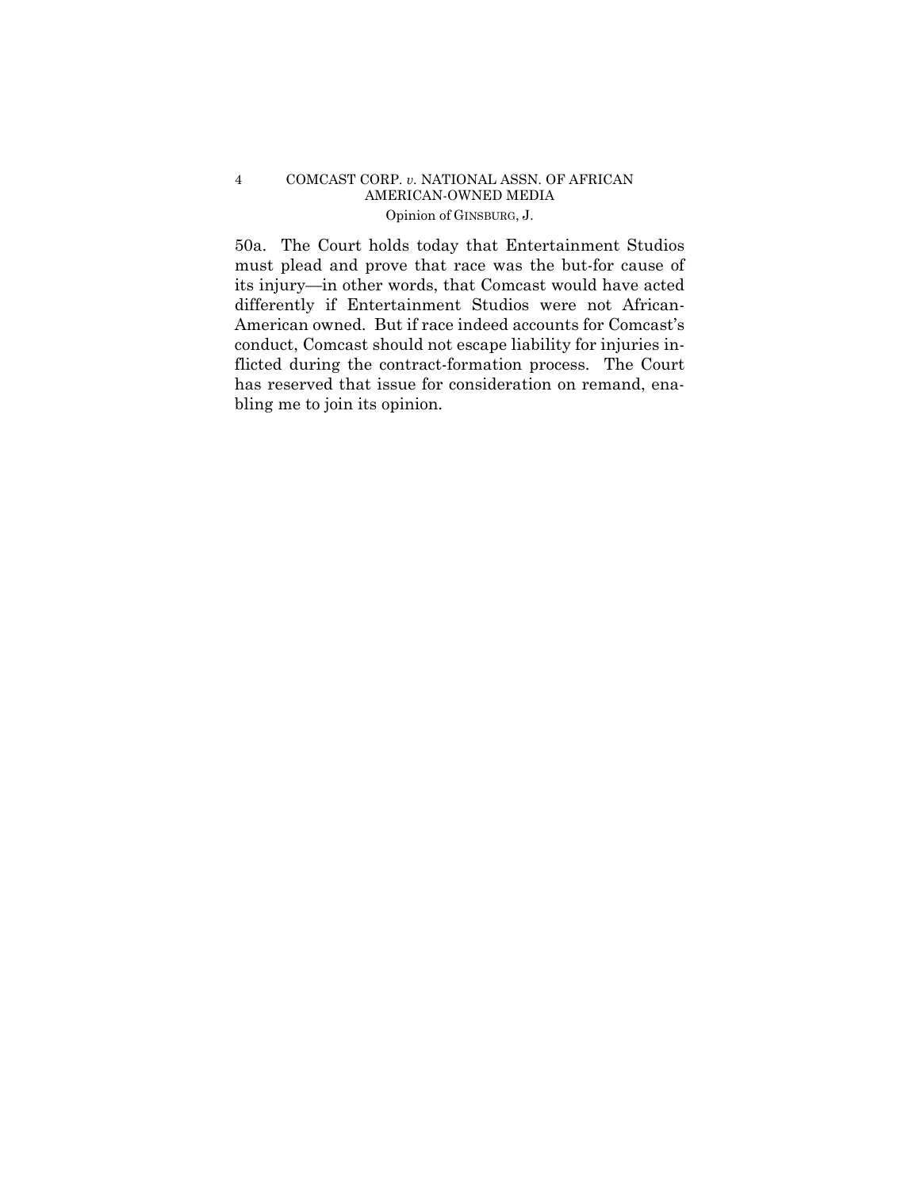50a. The Court holds today that Entertainment Studios must plead and prove that race was the but-for cause of its injury—in other words, that Comcast would have acted differently if Entertainment Studios were not African-American owned. But if race indeed accounts for Comcast's conduct, Comcast should not escape liability for injuries inflicted during the contract-formation process. The Court has reserved that issue for consideration on remand, enabling me to join its opinion.